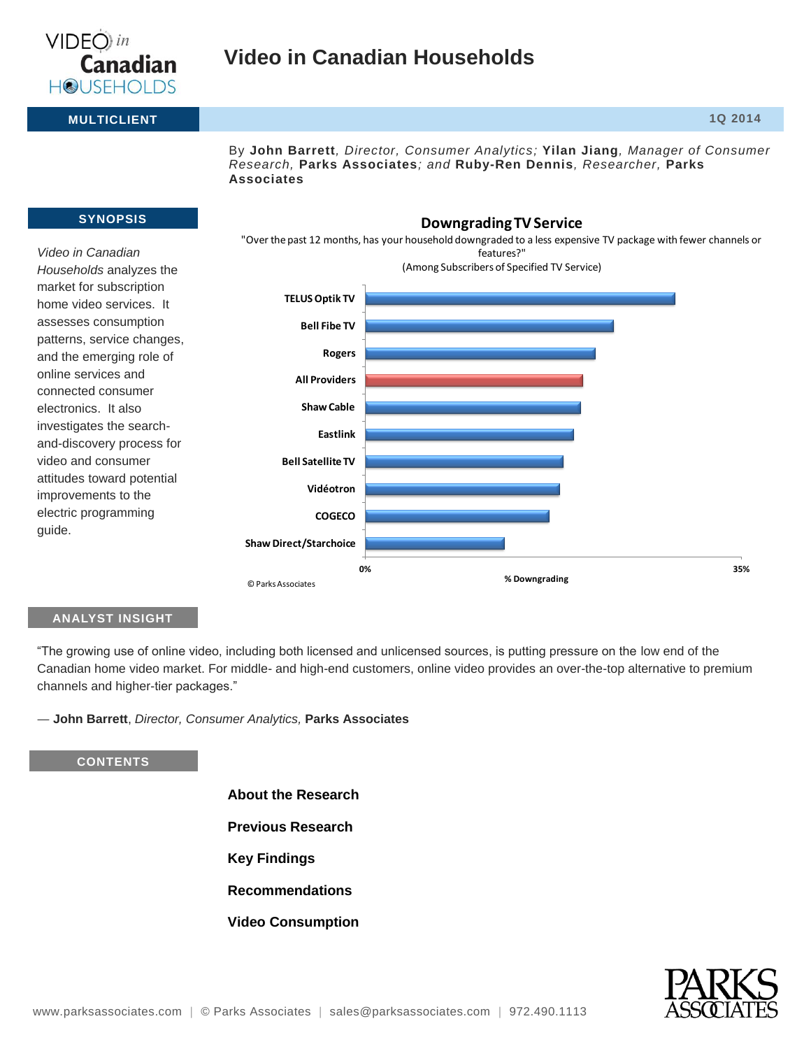# Video in Canadian Households

**MULTICLIENT** — **1Q 2014**

By **John Barrett**, *Director, Consumer Analytics;* **Yilan Jiang**, *Manager of Consumer Research*, **Parks Associates**; *and* **Ruby-Ren Dennis**, *Researcher*, **Parks Associates**

## SYNOPSIS

*Video in Canadian Households* analyzes the market for subscription home video services. It assesses consumption patterns, service changes, and the emerging role of online services and connected consumer electronics. It also investigates the search-and-discovery process for video and consumer attitudes toward potential improvements to the electric programming guide.

**Downgrading TV Service**

"Over the past 12 months, has your household downgraded to a less expensive TV package with fewer channels or features?"

(Among Subscribers of Specified TV Service)

- TELUS Optik TV
- Bell Fibe TV
- Rogers
- All Providers
- Shaw Cable
- Eastlink
- Bell Satellite TV
- Vidéotron
- COGECO
- Shaw Direct/Starchoice

% Downgrading (0% – 35%)

© Parks Associates

## ANALYST INSIGHT

"The growing use of online video, including both licensed and unlicensed sources, is putting pressure on the low end of the Canadian home video market. For middle- and high-end customers, online video provides an over-the-top alternative to premium channels and higher-tier packages."

— **John Barrett**, *Director, Consumer Analytics,* **Parks Associates**

## CONTENTS

**About the Research**

**Previous Research**

**Key Findings**

**Recommendations**

**Video Consumption**

www.parksassociates.com | © Parks Associates | sales@parksassociates.com | 972.490.1113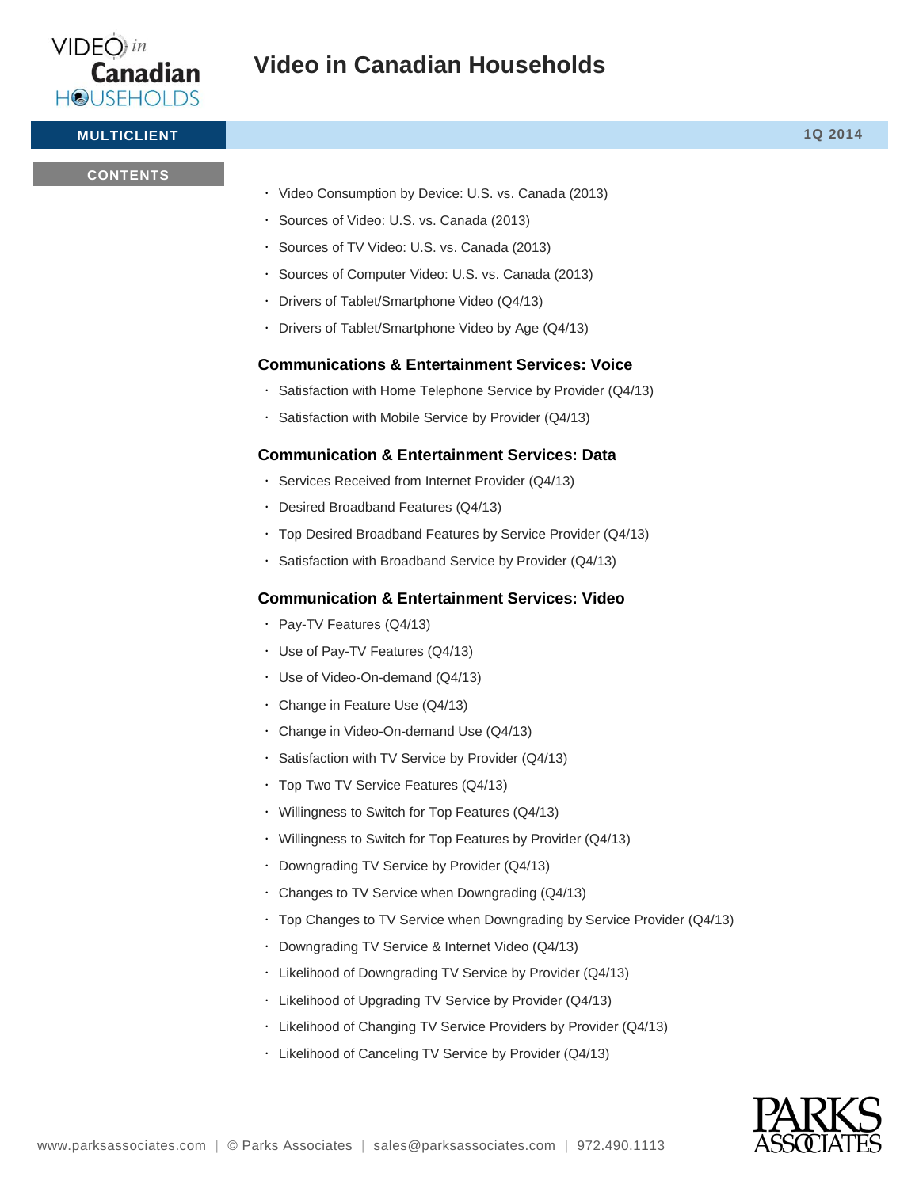- Video Consumption by Device: U.S. vs. Canada (2013)
- Sources of Video: U.S. vs. Canada (2013)
- Sources of TV Video: U.S. vs. Canada (2013)
- Sources of Computer Video: U.S. vs. Canada (2013)
- Drivers of Tablet/Smartphone Video (Q4/13)
- Drivers of Tablet/Smartphone Video by Age (Q4/13)

### Communications & Entertainment Services: Voice

- Satisfaction with Home Telephone Service by Provider (Q4/13)
- Satisfaction with Mobile Service by Provider (Q4/13)

### Communication & Entertainment Services: Data

- Services Received from Internet Provider (Q4/13)
- Desired Broadband Features (Q4/13)
- Top Desired Broadband Features by Service Provider (Q4/13)
- Satisfaction with Broadband Service by Provider (Q4/13)

### Communication & Entertainment Services: Video

- Pay-TV Features (Q4/13)
- Use of Pay-TV Features (Q4/13)
- Use of Video-On-demand (Q4/13)
- Change in Feature Use (Q4/13)
- Change in Video-On-demand Use (Q4/13)
- Satisfaction with TV Service by Provider (Q4/13)
- Top Two TV Service Features (Q4/13)
- Willingness to Switch for Top Features (Q4/13)
- Willingness to Switch for Top Features by Provider (Q4/13)
- Downgrading TV Service by Provider (Q4/13)
- Changes to TV Service when Downgrading (Q4/13)
- Top Changes to TV Service when Downgrading by Service Provider (Q4/13)
- Downgrading TV Service & Internet Video (Q4/13)
- Likelihood of Downgrading TV Service by Provider (Q4/13)
- Likelihood of Upgrading TV Service by Provider (Q4/13)
- Likelihood of Changing TV Service Providers by Provider (Q4/13)
- Likelihood of Canceling TV Service by Provider (Q4/13)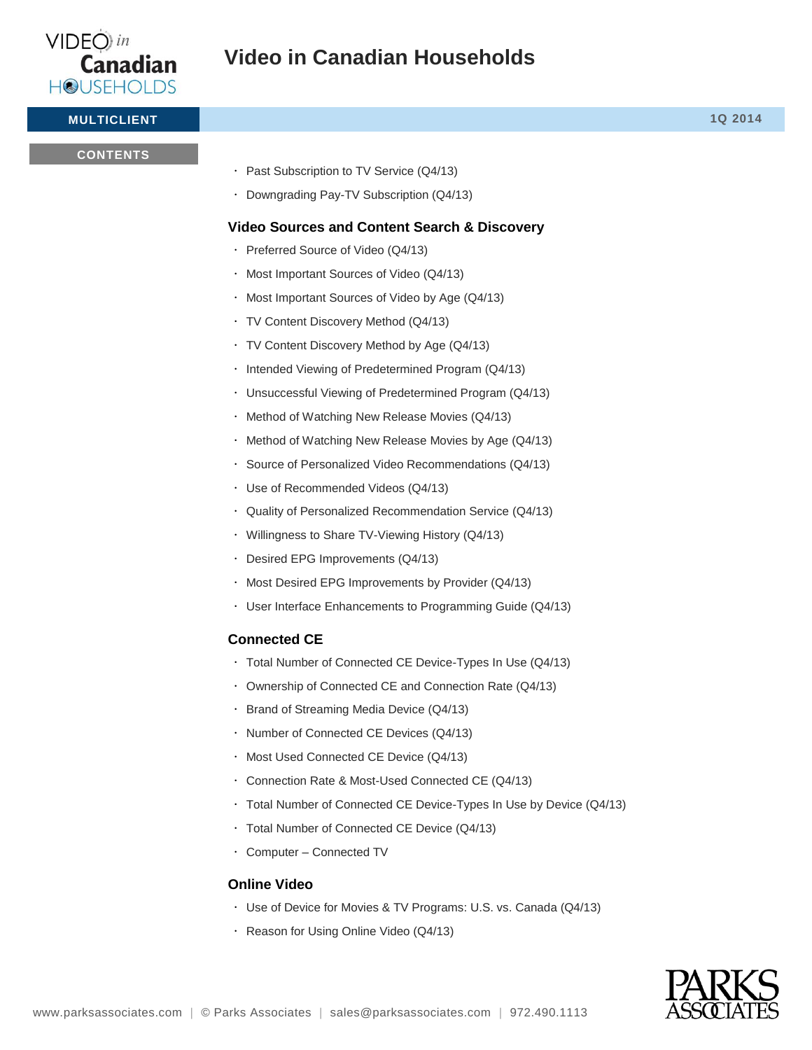- Past Subscription to TV Service (Q4/13)
- Downgrading Pay-TV Subscription (Q4/13)

### Video Sources and Content Search & Discovery

- Preferred Source of Video (Q4/13)
- Most Important Sources of Video (Q4/13)
- Most Important Sources of Video by Age (Q4/13)
- TV Content Discovery Method (Q4/13)
- TV Content Discovery Method by Age (Q4/13)
- Intended Viewing of Predetermined Program (Q4/13)
- Unsuccessful Viewing of Predetermined Program (Q4/13)
- Method of Watching New Release Movies (Q4/13)
- Method of Watching New Release Movies by Age (Q4/13)
- Source of Personalized Video Recommendations (Q4/13)
- Use of Recommended Videos (Q4/13)
- Quality of Personalized Recommendation Service (Q4/13)
- Willingness to Share TV-Viewing History (Q4/13)
- Desired EPG Improvements (Q4/13)
- Most Desired EPG Improvements by Provider (Q4/13)
- User Interface Enhancements to Programming Guide (Q4/13)

### Connected CE

- Total Number of Connected CE Device-Types In Use (Q4/13)
- Ownership of Connected CE and Connection Rate (Q4/13)
- Brand of Streaming Media Device (Q4/13)
- Number of Connected CE Devices (Q4/13)
- Most Used Connected CE Device (Q4/13)
- Connection Rate & Most-Used Connected CE (Q4/13)
- Total Number of Connected CE Device-Types In Use by Device (Q4/13)
- Total Number of Connected CE Device (Q4/13)
- Computer – Connected TV

### Online Video

- Use of Device for Movies & TV Programs: U.S. vs. Canada (Q4/13)
- Reason for Using Online Video (Q4/13)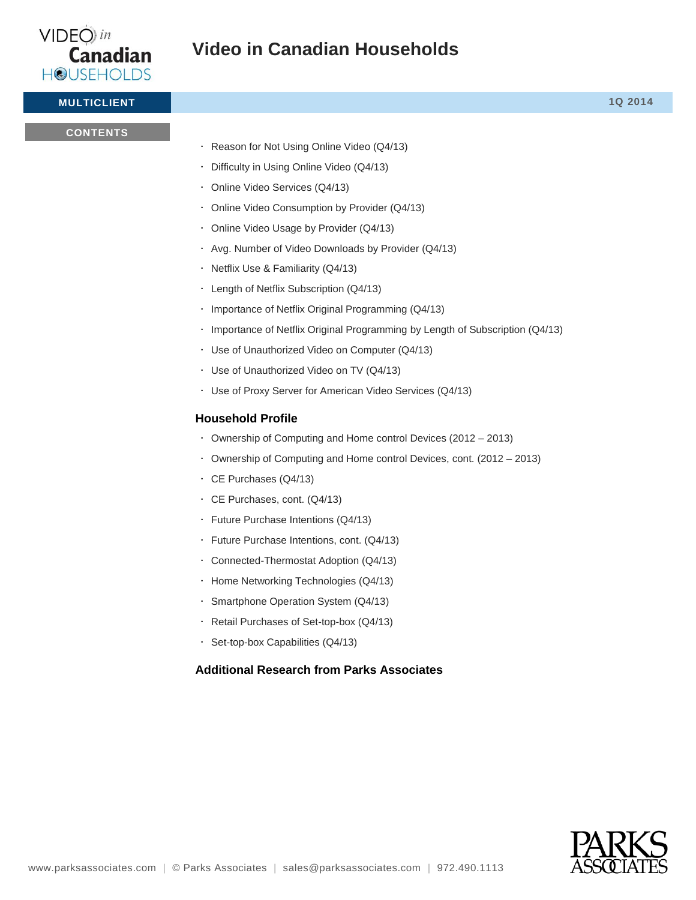- Reason for Not Using Online Video (Q4/13)
- Difficulty in Using Online Video (Q4/13)
- Online Video Services (Q4/13)
- Online Video Consumption by Provider (Q4/13)
- Online Video Usage by Provider (Q4/13)
- Avg. Number of Video Downloads by Provider (Q4/13)
- Netflix Use & Familiarity (Q4/13)
- Length of Netflix Subscription (Q4/13)
- Importance of Netflix Original Programming (Q4/13)
- Importance of Netflix Original Programming by Length of Subscription (Q4/13)
- Use of Unauthorized Video on Computer (Q4/13)
- Use of Unauthorized Video on TV (Q4/13)
- Use of Proxy Server for American Video Services (Q4/13)

### Household Profile

- Ownership of Computing and Home control Devices (2012 – 2013)
- Ownership of Computing and Home control Devices, cont. (2012 – 2013)
- CE Purchases (Q4/13)
- CE Purchases, cont. (Q4/13)
- Future Purchase Intentions (Q4/13)
- Future Purchase Intentions, cont. (Q4/13)
- Connected-Thermostat Adoption (Q4/13)
- Home Networking Technologies (Q4/13)
- Smartphone Operation System (Q4/13)
- Retail Purchases of Set-top-box (Q4/13)
- Set-top-box Capabilities (Q4/13)

### Additional Research from Parks Associates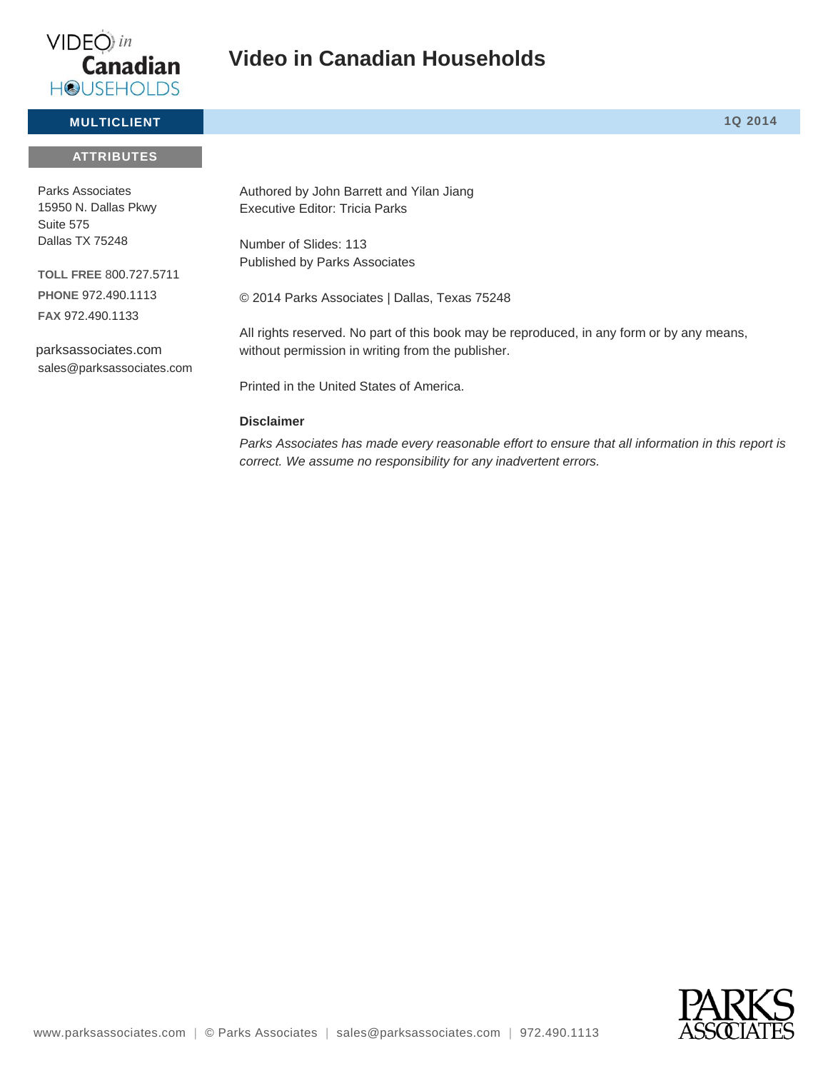# Video in Canadian Households

**MULTICLIENT** **1Q 2014**

**ATTRIBUTES**

Parks Associates
15950 N. Dallas Pkwy
Suite 575
Dallas TX 75248

**TOLL FREE** 800.727.5711
**PHONE** 972.490.1113
**FAX** 972.490.1133

parksassociates.com
sales@parksassociates.com

Authored by John Barrett and Yilan Jiang
Executive Editor: Tricia Parks

Number of Slides: 113
Published by Parks Associates

© 2014 Parks Associates | Dallas, Texas 75248

All rights reserved. No part of this book may be reproduced, in any form or by any means, without permission in writing from the publisher.

Printed in the United States of America.

**Disclaimer**

*Parks Associates has made every reasonable effort to ensure that all information in this report is correct. We assume no responsibility for any inadvertent errors.*